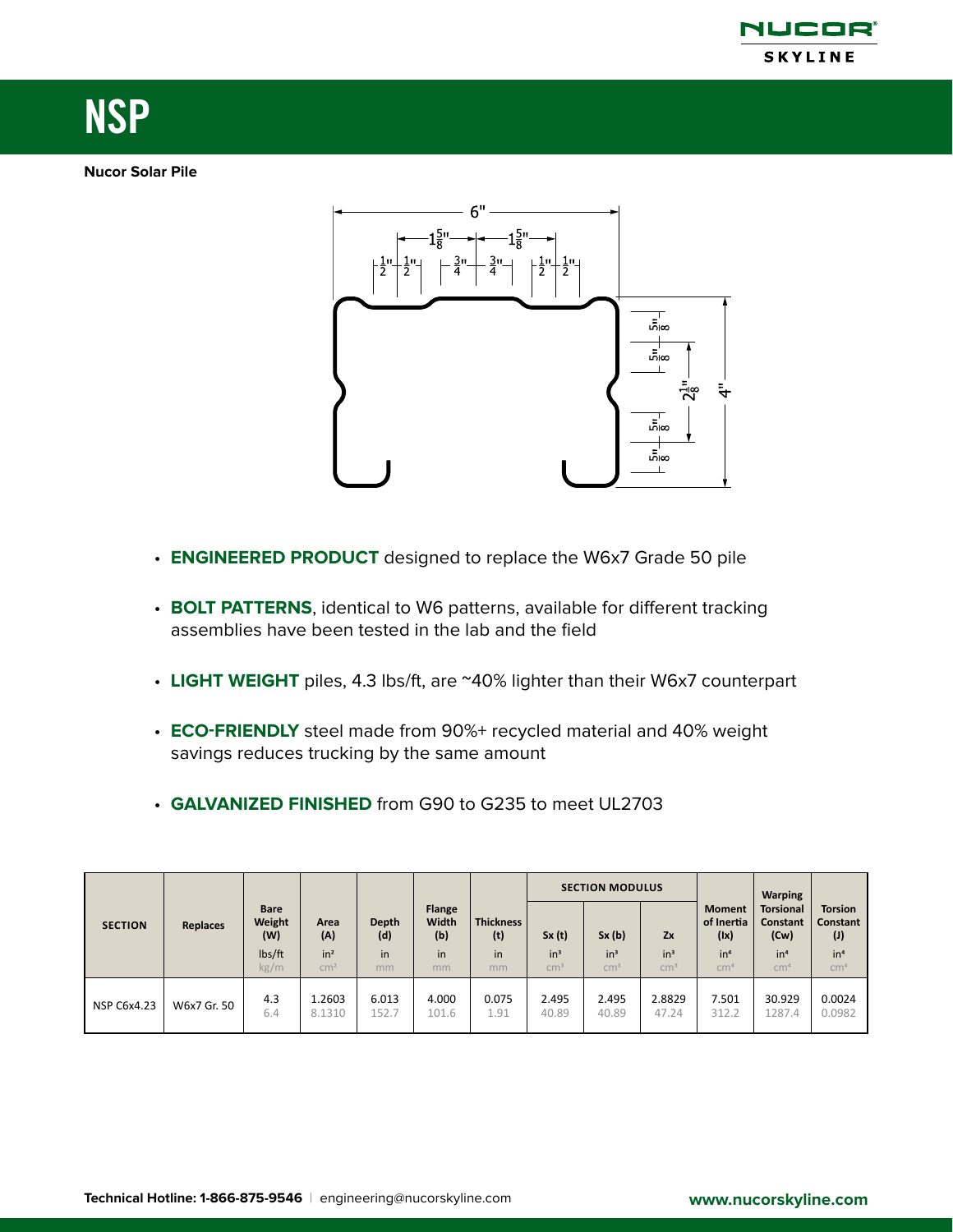# NSP

**Nucor Solar Pile**

- **ENGINEERED PRODUCT** designed to replace the W6x7 Grade 50 pile
- **BOLT PATTERNS**, identical to W6 patterns, available for different tracking assemblies have been tested in the lab and the field
- **LIGHT WEIGHT** piles, 4.3 lbs/ft, are ~40% lighter than their W6x7 counterpart
- **ECO-FRIENDLY** steel made from 90%+ recycled material and 40% weight savings reduces trucking by the same amount
- **GALVANIZED FINISHED** from G90 to G235 to meet UL2703

| SECTION | Replaces | Bare Weight (W) | Area (A) | Depth (d) | Flange Width (b) | Thickness (t) | SECTION MODULUS | | | Moment of Inertia (Ix) | Warping Torsional Constant (Cw) | Torsion Constant (J) |
|---|---|---|---|---|---|---|---|---|---|---|---|---|
| | | | | | | | Sx (t) | Sx (b) | Zx | | | |
| | | lbs/ft<br>kg/m | in²<br>cm² | in<br>mm | in<br>mm | in<br>mm | in³<br>cm³ | in³<br>cm³ | in³<br>cm³ | in⁴<br>cm⁴ | in⁶<br>cm⁶ | in⁴<br>cm⁴ |
| NSP C6x4.23 | W6x7 Gr. 50 | 4.3<br>6.4 | 1.2603<br>8.1310 | 6.013<br>152.7 | 4.000<br>101.6 | 0.075<br>1.91 | 2.495<br>40.89 | 2.495<br>40.89 | 2.8829<br>47.24 | 7.501<br>312.2 | 30.929<br>1287.4 | 0.0024<br>0.0982 |

**Technical Hotline: 1-866-875-9546** | engineering@nucorskyline.com **www.nucorskyline.com**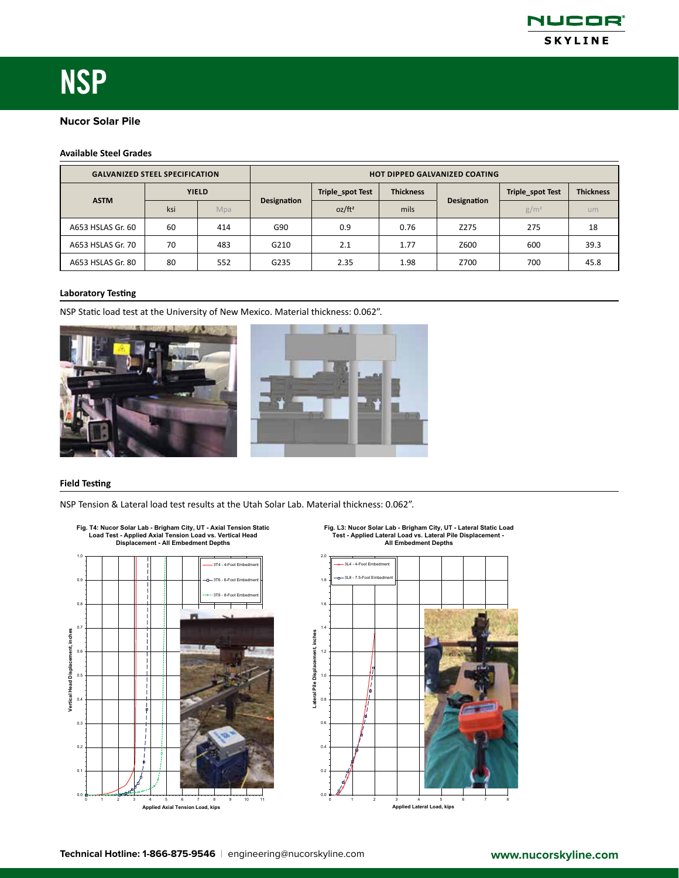# NSP

**Nucor Solar Pile**

### Available Steel Grades

| GALVANIZED STEEL SPECIFICATION | | | HOT DIPPED GALVANIZED COATING | | | | | |
|---|---|---|---|---|---|---|---|---|
| ASTM | YIELD | | Designation | Triple_spot Test | Thickness | Designation | Triple_spot Test | Thickness |
| | ksi | Mpa | | oz/ft² | mils | | g/m² | um |
| A653 HSLAS Gr. 60 | 60 | 414 | G90 | 0.9 | 0.76 | Z275 | 275 | 18 |
| A653 HSLAS Gr. 70 | 70 | 483 | G210 | 2.1 | 1.77 | Z600 | 600 | 39.3 |
| A653 HSLAS Gr. 80 | 80 | 552 | G235 | 2.35 | 1.98 | Z700 | 700 | 45.8 |

### Laboratory Testing

NSP Static load test at the University of New Mexico. Material thickness: 0.062".

### Field Testing

NSP Tension & Lateral load test results at the Utah Solar Lab. Material thickness: 0.062".

**Fig. T4: Nucor Solar Lab - Brigham City, UT - Axial Tension Static Load Test - Applied Axial Tension Load vs. Vertical Head Displacement - All Embedment Depths**

3T4 - 4-Foot Embedment
3T6 - 6-Foot Embedment
3T8 - 8-Foot Embedment

Vertical Head Displacement, inches
0.0 0.1 0.2 0.3 0.4 0.5 0.6 0.7 0.8 0.9 1.0

Applied Axial Tension Load, kips
0 1 2 3 4 5 6 7 8 9 10 11

**Fig. L3: Nucor Solar Lab - Brigham City, UT - Lateral Static Load Test - Applied Lateral Load vs. Lateral Pile Displacement - All Embedment Depths**

3L4 - 4-Foot Embedment
3L8 - 7.5-Foot Embedment

Lateral Pile Displacement, inches
0.0 0.2 0.4 0.6 0.8 1.0 1.2 1.4 1.6 1.8 2.0

Applied Lateral Load, kips
0 1 2 3 4 5 6 7 8

**Technical Hotline: 1-866-875-9546** | engineering@nucorskyline.com **www.nucorskyline.com**